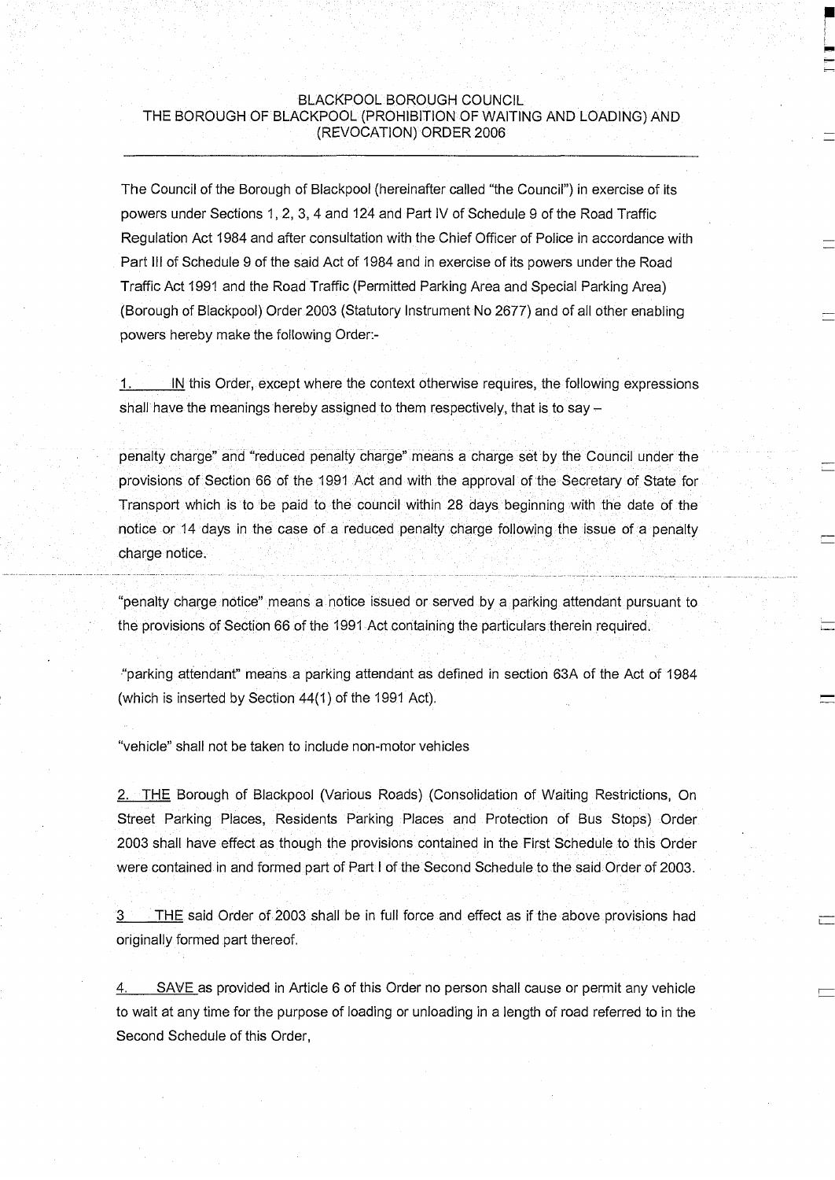BLACKPOOL BOROUGH COUNCIL
THE BOROUGH OF BLACKPOOL (PROHIBITION OF WAITING AND LOADING) AND (REVOCATION) ORDER 2006

---

The Council of the Borough of Blackpool (hereinafter called "the Council") in exercise of its powers under Sections 1, 2, 3, 4 and 124 and Part IV of Schedule 9 of the Road Traffic Regulation Act 1984 and after consultation with the Chief Officer of Police in accordance with Part III of Schedule 9 of the said Act of 1984 and in exercise of its powers under the Road Traffic Act 1991 and the Road Traffic (Permitted Parking Area and Special Parking Area) (Borough of Blackpool) Order 2003 (Statutory Instrument No 2677) and of all other enabling powers hereby make the following Order:-

1. IN this Order, except where the context otherwise requires, the following expressions shall have the meanings hereby assigned to them respectively, that is to say –

penalty charge" and "reduced penalty charge" means a charge set by the Council under the provisions of Section 66 of the 1991 Act and with the approval of the Secretary of State for Transport which is to be paid to the council within 28 days beginning with the date of the notice or 14 days in the case of a reduced penalty charge following the issue of a penalty charge notice.

"penalty charge notice" means a notice issued or served by a parking attendant pursuant to the provisions of Section 66 of the 1991 Act containing the particulars therein required.

"parking attendant" means a parking attendant as defined in section 63A of the Act of 1984 (which is inserted by Section 44(1) of the 1991 Act).

"vehicle" shall not be taken to include non-motor vehicles

2. THE Borough of Blackpool (Various Roads) (Consolidation of Waiting Restrictions, On Street Parking Places, Residents Parking Places and Protection of Bus Stops) Order 2003 shall have effect as though the provisions contained in the First Schedule to this Order were contained in and formed part of Part I of the Second Schedule to the said Order of 2003.

3 THE said Order of 2003 shall be in full force and effect as if the above provisions had originally formed part thereof.

4. SAVE as provided in Article 6 of this Order no person shall cause or permit any vehicle to wait at any time for the purpose of loading or unloading in a length of road referred to in the Second Schedule of this Order,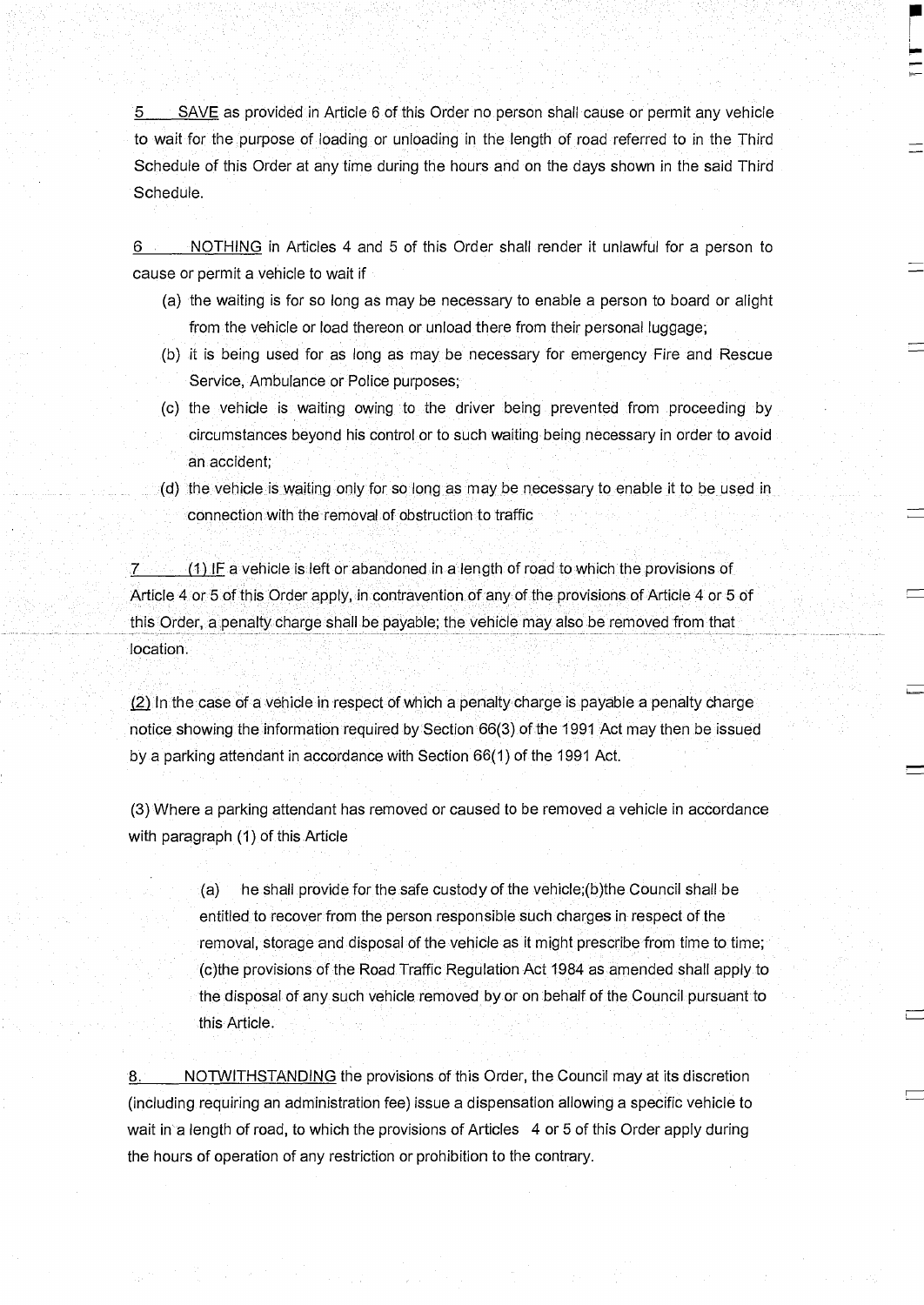5 SAVE as provided in Article 6 of this Order no person shall cause or permit any vehicle to wait for the purpose of loading or unloading in the length of road referred to in the Third Schedule of this Order at any time during the hours and on the days shown in the said Third Schedule.

6 NOTHING in Articles 4 and 5 of this Order shall render it unlawful for a person to cause or permit a vehicle to wait if

(a) the waiting is for so long as may be necessary to enable a person to board or alight from the vehicle or load thereon or unload there from their personal luggage;

(b) it is being used for as long as may be necessary for emergency Fire and Rescue Service, Ambulance or Police purposes;

(c) the vehicle is waiting owing to the driver being prevented from proceeding by circumstances beyond his control or to such waiting being necessary in order to avoid an accident;

(d) the vehicle is waiting only for so long as may be necessary to enable it to be used in connection with the removal of obstruction to traffic

7 (1) IF a vehicle is left or abandoned in a length of road to which the provisions of Article 4 or 5 of this Order apply, in contravention of any of the provisions of Article 4 or 5 of this Order, a penalty charge shall be payable; the vehicle may also be removed from that location.

(2) In the case of a vehicle in respect of which a penalty charge is payable a penalty charge notice showing the information required by Section 66(3) of the 1991 Act may then be issued by a parking attendant in accordance with Section 66(1) of the 1991 Act.

(3) Where a parking attendant has removed or caused to be removed a vehicle in accordance with paragraph (1) of this Article

(a) he shall provide for the safe custody of the vehicle;(b)the Council shall be entitled to recover from the person responsible such charges in respect of the removal, storage and disposal of the vehicle as it might prescribe from time to time; (c)the provisions of the Road Traffic Regulation Act 1984 as amended shall apply to the disposal of any such vehicle removed by or on behalf of the Council pursuant to this Article.

8. NOTWITHSTANDING the provisions of this Order, the Council may at its discretion (including requiring an administration fee) issue a dispensation allowing a specific vehicle to wait in a length of road, to which the provisions of Articles 4 or 5 of this Order apply during the hours of operation of any restriction or prohibition to the contrary.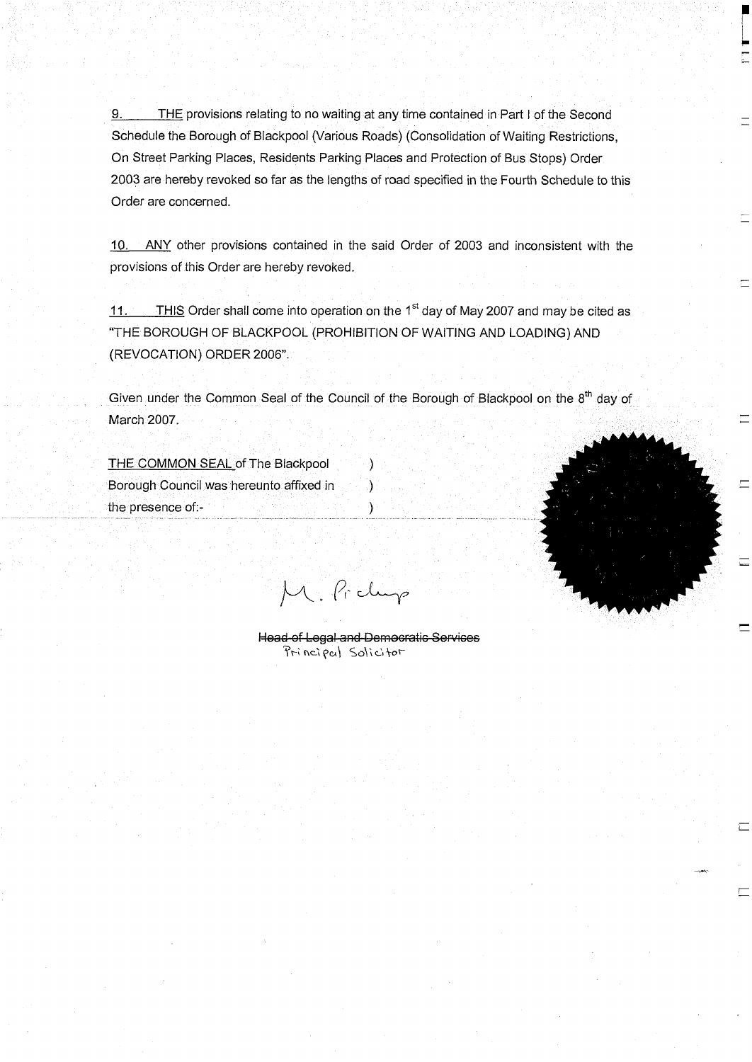9. THE provisions relating to no waiting at any time contained in Part I of the Second Schedule the Borough of Blackpool (Various Roads) (Consolidation of Waiting Restrictions, On Street Parking Places, Residents Parking Places and Protection of Bus Stops) Order 2003 are hereby revoked so far as the lengths of road specified in the Fourth Schedule to this Order are concerned.

10. ANY other provisions contained in the said Order of 2003 and inconsistent with the provisions of this Order are hereby revoked.

11. THIS Order shall come into operation on the 1st day of May 2007 and may be cited as "THE BOROUGH OF BLACKPOOL (PROHIBITION OF WAITING AND LOADING) AND (REVOCATION) ORDER 2006".

Given under the Common Seal of the Council of the Borough of Blackpool on the 8th day of March 2007.

THE COMMON SEAL of The Blackpool Borough Council was hereunto affixed in the presence of:-

M. Pickup

~~Head of Legal and Democratic Services~~
Principal Solicitor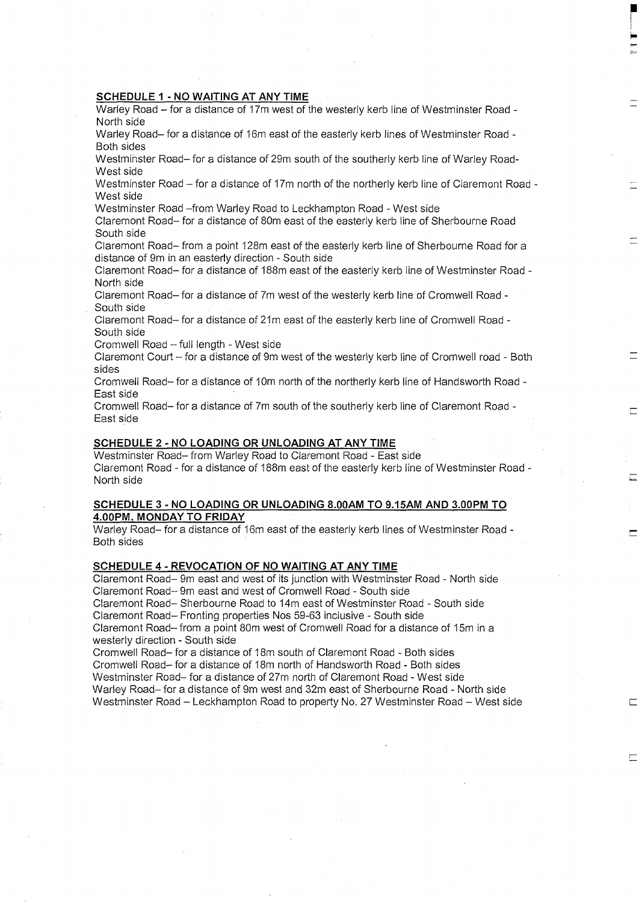## SCHEDULE 1 - NO WAITING AT ANY TIME

Warley Road – for a distance of 17m west of the westerly kerb line of Westminster Road - North side

Warley Road– for a distance of 16m east of the easterly kerb lines of Westminster Road - Both sides

Westminster Road– for a distance of 29m south of the southerly kerb line of Warley Road- West side

Westminster Road – for a distance of 17m north of the northerly kerb line of Claremont Road - West side

Westminster Road –from Warley Road to Leckhampton Road - West side

Claremont Road– for a distance of 80m east of the easterly kerb line of Sherbourne Road South side

Claremont Road– from a point 128m east of the easterly kerb line of Sherbourne Road for a distance of 9m in an easterly direction - South side

Claremont Road– for a distance of 188m east of the easterly kerb line of Westminster Road - North side

Claremont Road– for a distance of 7m west of the westerly kerb line of Cromwell Road - South side

Claremont Road– for a distance of 21m east of the easterly kerb line of Cromwell Road - South side

Cromwell Road – full length - West side

Claremont Court – for a distance of 9m west of the westerly kerb line of Cromwell road - Both sides

Cromwell Road– for a distance of 10m north of the northerly kerb line of Handsworth Road - East side

Cromwell Road– for a distance of 7m south of the southerly kerb line of Claremont Road - East side

## SCHEDULE 2 - NO LOADING OR UNLOADING AT ANY TIME

Westminster Road– from Warley Road to Claremont Road - East side

Claremont Road - for a distance of 188m east of the easterly kerb line of Westminster Road - North side

## SCHEDULE 3 - NO LOADING OR UNLOADING 8.00AM TO 9.15AM AND 3.00PM TO 4.00PM, MONDAY TO FRIDAY

Warley Road– for a distance of 16m east of the easterly kerb lines of Westminster Road - Both sides

## SCHEDULE 4 - REVOCATION OF NO WAITING AT ANY TIME

Claremont Road– 9m east and west of its junction with Westminster Road - North side

Claremont Road– 9m east and west of Cromwell Road - South side

Claremont Road– Sherbourne Road to 14m east of Westminster Road - South side

Claremont Road– Fronting properties Nos 59-63 inclusive - South side

Claremont Road– from a point 80m west of Cromwell Road for a distance of 15m in a westerly direction - South side

Cromwell Road– for a distance of 18m south of Claremont Road - Both sides

Cromwell Road– for a distance of 18m north of Handsworth Road - Both sides

Westminster Road– for a distance of 27m north of Claremont Road - West side

Warley Road– for a distance of 9m west and 32m east of Sherbourne Road - North side

Westminster Road – Leckhampton Road to property No. 27 Westminster Road – West side